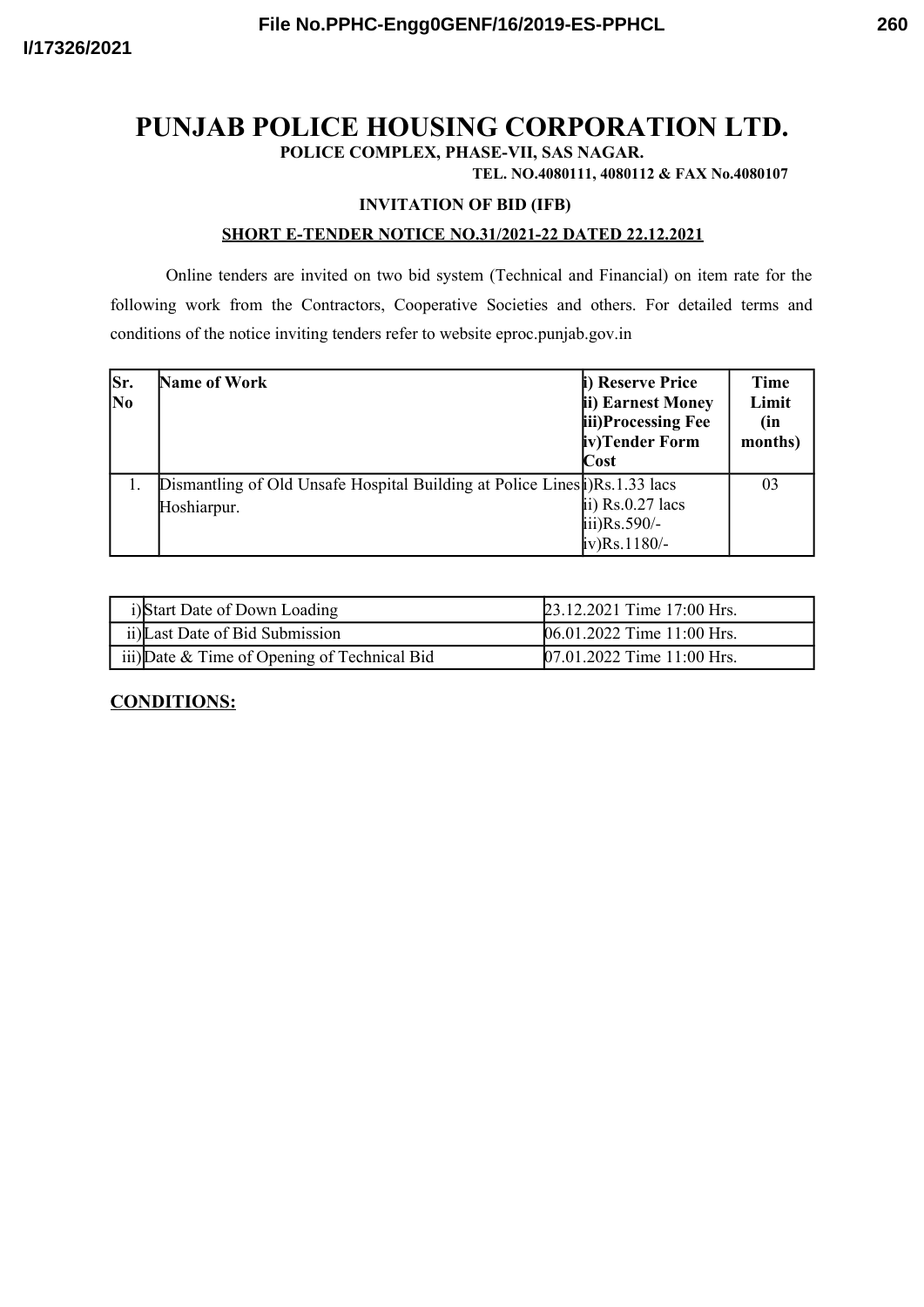# PUNJAB POLICE HOUSING CORPORATION LTD.

**POLICE COMPLEX, PHASE-VII, SAS NAGAR.**

**TEL. NO.4080111, 4080112 & FAX No.4080107**

**INVITATION OF BID (IFB)**

**SHORT E-TENDER NOTICE NO.31/2021-22 DATED 22.12.2021**

Online tenders are invited on two bid system (Technical and Financial) on item rate for the following work from the Contractors, Cooperative Societies and others. For detailed terms and conditions of the notice inviting tenders refer to website eproc.punjab.gov.in

| Sr. No | Name of Work | i) Reserve Price<br>ii) Earnest Money<br>iii)Processing Fee<br>iv)Tender Form Cost | Time Limit (in months) |
|---|---|---|---|
| 1. | Dismantling of Old Unsafe Hospital Building at Police Lines Hoshiarpur. | i)Rs.1.33 lacs<br>ii) Rs.0.27 lacs<br>iii)Rs.590/-<br>iv)Rs.1180/- | 03 |

| | | |
|---|---|---|
| i) | Start Date of Down Loading | 23.12.2021 Time 17:00 Hrs. |
| ii) | Last Date of Bid Submission | 06.01.2022 Time 11:00 Hrs. |
| iii) | Date & Time of Opening of Technical Bid | 07.01.2022 Time 11:00 Hrs. |

**CONDITIONS:**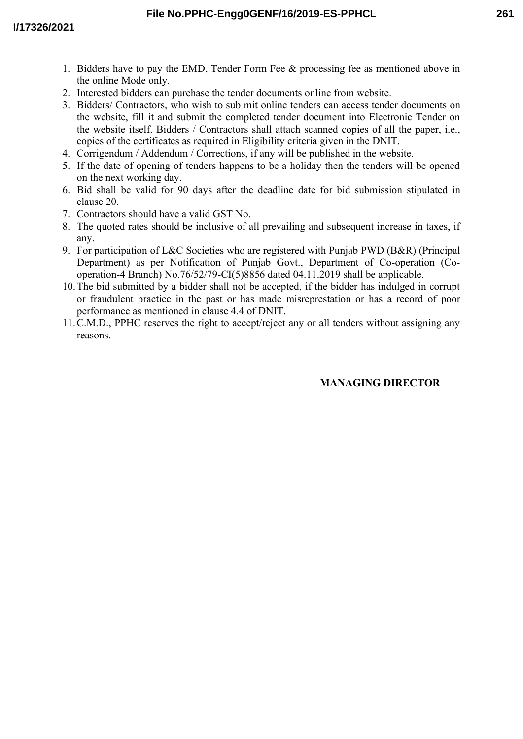1. Bidders have to pay the EMD, Tender Form Fee & processing fee as mentioned above in the online Mode only.
2. Interested bidders can purchase the tender documents online from website.
3. Bidders/ Contractors, who wish to sub mit online tenders can access tender documents on the website, fill it and submit the completed tender document into Electronic Tender on the website itself. Bidders / Contractors shall attach scanned copies of all the paper, i.e., copies of the certificates as required in Eligibility criteria given in the DNIT.
4. Corrigendum / Addendum / Corrections, if any will be published in the website.
5. If the date of opening of tenders happens to be a holiday then the tenders will be opened on the next working day.
6. Bid shall be valid for 90 days after the deadline date for bid submission stipulated in clause 20.
7. Contractors should have a valid GST No.
8. The quoted rates should be inclusive of all prevailing and subsequent increase in taxes, if any.
9. For participation of L&C Societies who are registered with Punjab PWD (B&R) (Principal Department) as per Notification of Punjab Govt., Department of Co-operation (Co-operation-4 Branch) No.76/52/79-CI(5)8856 dated 04.11.2019 shall be applicable.
10. The bid submitted by a bidder shall not be accepted, if the bidder has indulged in corrupt or fraudulent practice in the past or has made misreprestation or has a record of poor performance as mentioned in clause 4.4 of DNIT.
11. C.M.D., PPHC reserves the right to accept/reject any or all tenders without assigning any reasons.

**MANAGING DIRECTOR**